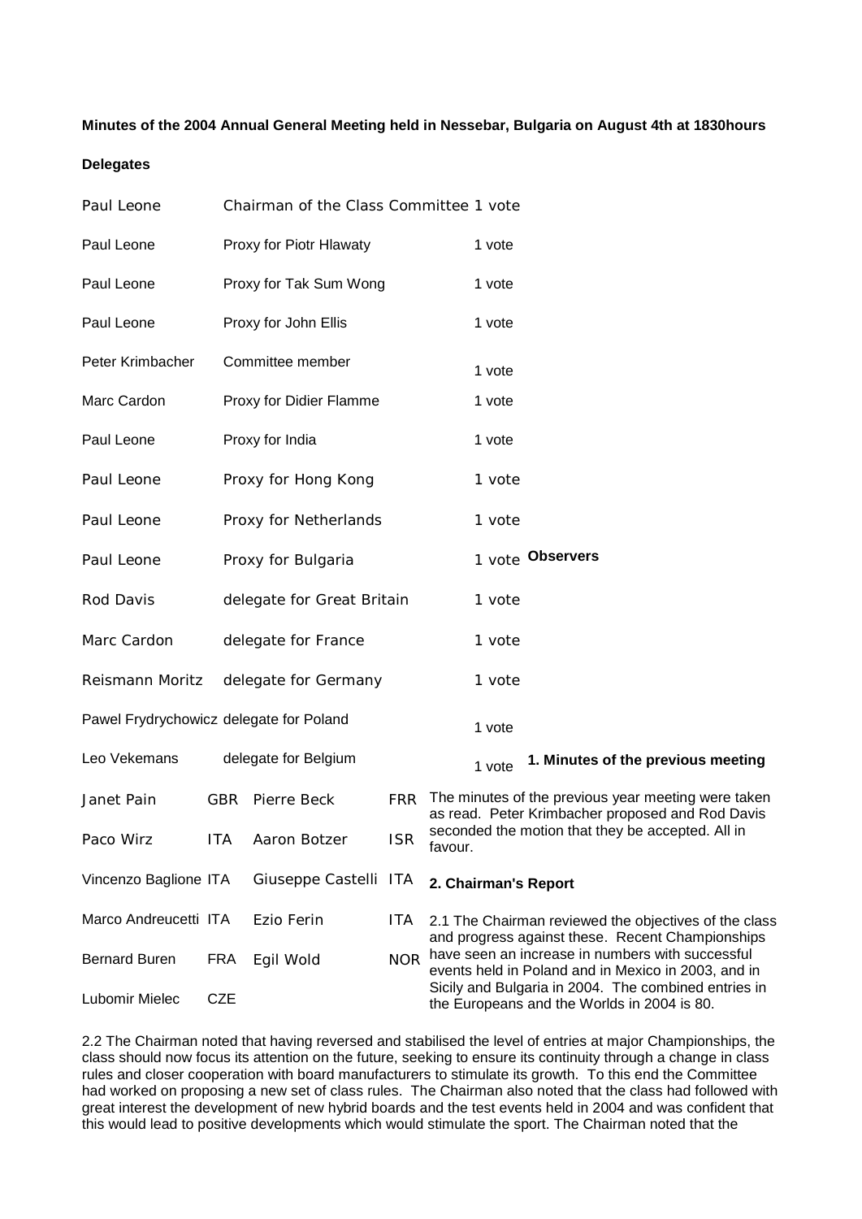**Minutes of the 2004 Annual General Meeting held in Nessebar, Bulgaria on August 4th at 1830hours**

**Delegates**

| | | |
|---|---|---|
| Paul Leone | Chairman of the Class Committee | 1 vote |
| Paul Leone | Proxy for Piotr Hlawaty | 1 vote |
| Paul Leone | Proxy for Tak Sum Wong | 1 vote |
| Paul Leone | Proxy for John Ellis | 1 vote |
| Peter Krimbacher | Committee member | 1 vote |
| Marc Cardon | Proxy for Didier Flamme | 1 vote |
| Paul Leone | Proxy for India | 1 vote |
| Paul Leone | Proxy for Hong Kong | 1 vote |
| Paul Leone | Proxy for Netherlands | 1 vote |
| Paul Leone | Proxy for Bulgaria | 1 vote |
| Rod Davis | delegate for Great Britain | 1 vote |
| Marc Cardon | delegate for France | 1 vote |
| Reismann Moritz | delegate for Germany | 1 vote |
| Pawel Frydrychowicz | delegate for Poland | 1 vote |
| Leo Vekemans | delegate for Belgium | 1 vote |

**Observers**

| | | | |
|---|---|---|---|
| Janet Pain | GBR | Pierre Beck | FRR |
| Paco Wirz | ITA | Aaron Botzer | ISR |
| Vincenzo Baglione | ITA | Giuseppe Castelli | ITA |
| Marco Andreucetti | ITA | Ezio Ferin | ITA |
| Bernard Buren | FRA | Egil Wold | NOR |
| Lubomir Mielec | CZE | | |

**1. Minutes of the previous meeting**

The minutes of the previous year meeting were taken as read. Peter Krimbacher proposed and Rod Davis seconded the motion that they be accepted. All in favour.

**2. Chairman's Report**

2.1 The Chairman reviewed the objectives of the class and progress against these. Recent Championships have seen an increase in numbers with successful events held in Poland and in Mexico in 2003, and in Sicily and Bulgaria in 2004. The combined entries in the Europeans and the Worlds in 2004 is 80.

2.2 The Chairman noted that having reversed and stabilised the level of entries at major Championships, the class should now focus its attention on the future, seeking to ensure its continuity through a change in class rules and closer cooperation with board manufacturers to stimulate its growth. To this end the Committee had worked on proposing a new set of class rules. The Chairman also noted that the class had followed with great interest the development of new hybrid boards and the test events held in 2004 and was confident that this would lead to positive developments which would stimulate the sport. The Chairman noted that the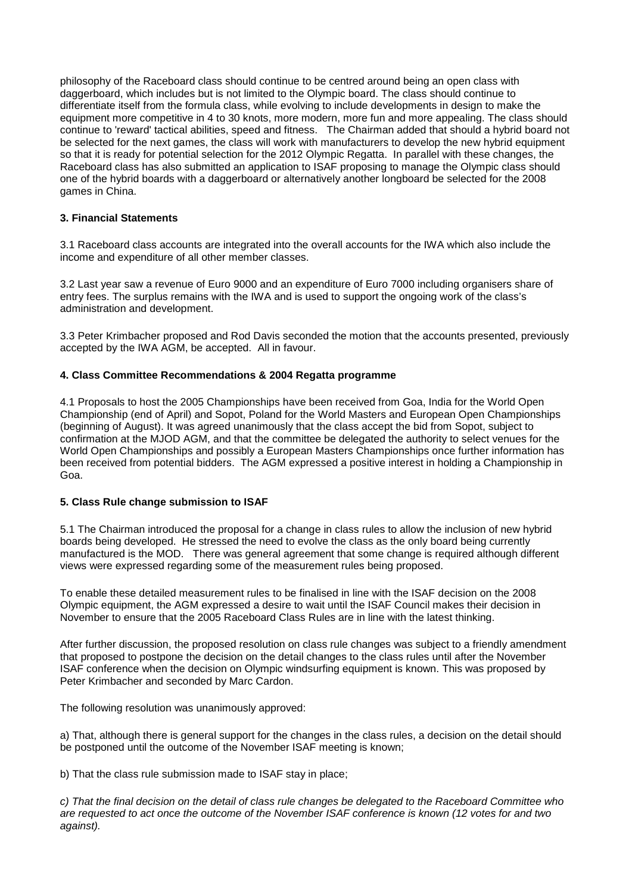philosophy of the Raceboard class should continue to be centred around being an open class with daggerboard, which includes but is not limited to the Olympic board. The class should continue to differentiate itself from the formula class, while evolving to include developments in design to make the equipment more competitive in 4 to 30 knots, more modern, more fun and more appealing. The class should continue to 'reward' tactical abilities, speed and fitness. The Chairman added that should a hybrid board not be selected for the next games, the class will work with manufacturers to develop the new hybrid equipment so that it is ready for potential selection for the 2012 Olympic Regatta. In parallel with these changes, the Raceboard class has also submitted an application to ISAF proposing to manage the Olympic class should one of the hybrid boards with a daggerboard or alternatively another longboard be selected for the 2008 games in China.

**3. Financial Statements**

3.1 Raceboard class accounts are integrated into the overall accounts for the IWA which also include the income and expenditure of all other member classes.

3.2 Last year saw a revenue of Euro 9000 and an expenditure of Euro 7000 including organisers share of entry fees. The surplus remains with the IWA and is used to support the ongoing work of the class's administration and development.

3.3 Peter Krimbacher proposed and Rod Davis seconded the motion that the accounts presented, previously accepted by the IWA AGM, be accepted. All in favour.

**4. Class Committee Recommendations & 2004 Regatta programme**

4.1 Proposals to host the 2005 Championships have been received from Goa, India for the World Open Championship (end of April) and Sopot, Poland for the World Masters and European Open Championships (beginning of August). It was agreed unanimously that the class accept the bid from Sopot, subject to confirmation at the MJOD AGM, and that the committee be delegated the authority to select venues for the World Open Championships and possibly a European Masters Championships once further information has been received from potential bidders. The AGM expressed a positive interest in holding a Championship in Goa.

**5. Class Rule change submission to ISAF**

5.1 The Chairman introduced the proposal for a change in class rules to allow the inclusion of new hybrid boards being developed. He stressed the need to evolve the class as the only board being currently manufactured is the MOD. There was general agreement that some change is required although different views were expressed regarding some of the measurement rules being proposed.

To enable these detailed measurement rules to be finalised in line with the ISAF decision on the 2008 Olympic equipment, the AGM expressed a desire to wait until the ISAF Council makes their decision in November to ensure that the 2005 Raceboard Class Rules are in line with the latest thinking.

After further discussion, the proposed resolution on class rule changes was subject to a friendly amendment that proposed to postpone the decision on the detail changes to the class rules until after the November ISAF conference when the decision on Olympic windsurfing equipment is known. This was proposed by Peter Krimbacher and seconded by Marc Cardon.

The following resolution was unanimously approved:

a) That, although there is general support for the changes in the class rules, a decision on the detail should be postponed until the outcome of the November ISAF meeting is known;

b) That the class rule submission made to ISAF stay in place;

*c) That the final decision on the detail of class rule changes be delegated to the Raceboard Committee who are requested to act once the outcome of the November ISAF conference is known (12 votes for and two against).*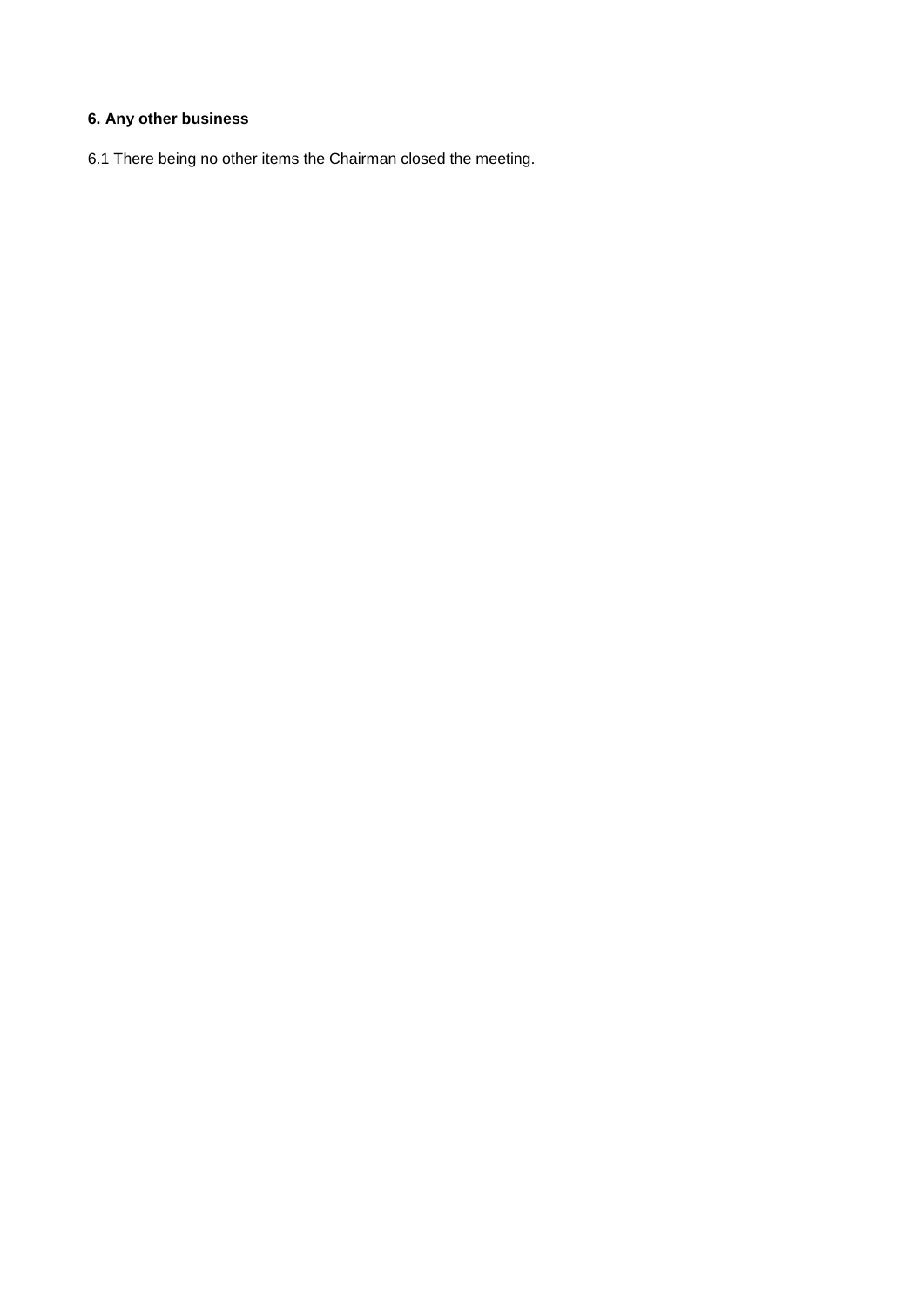**6. Any other business**

6.1 There being no other items the Chairman closed the meeting.